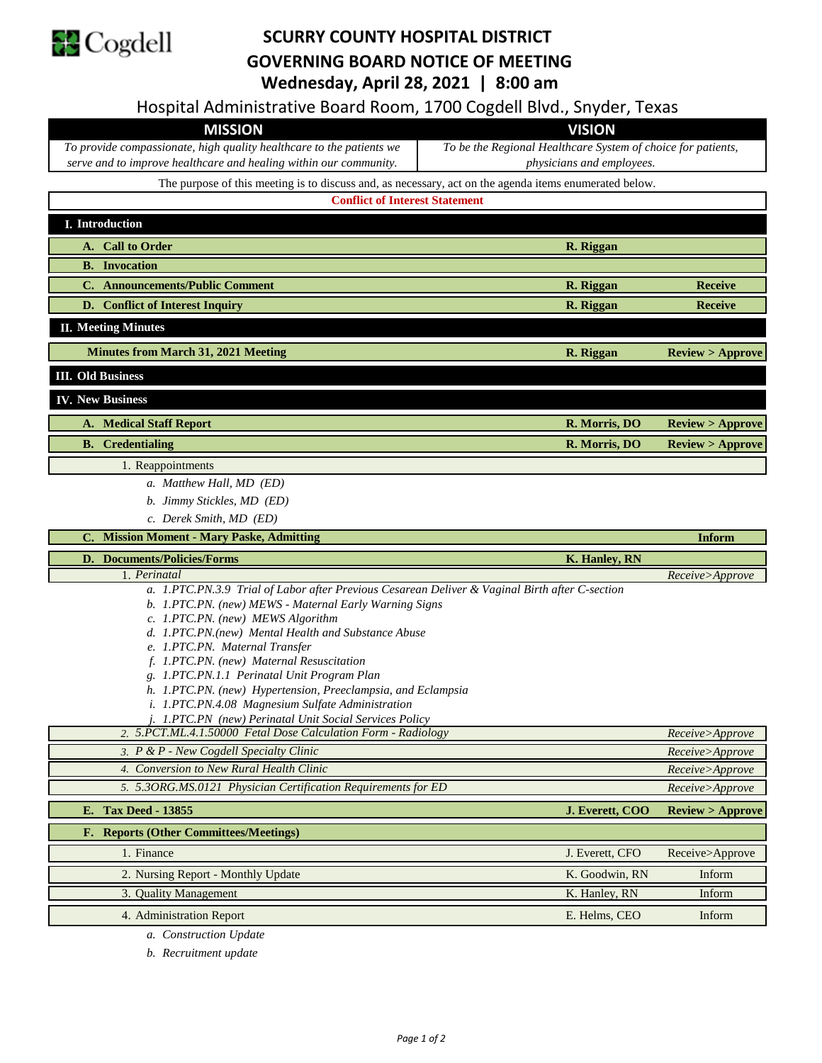# SCURRY COUNTY HOSPITAL DISTRICT
## GOVERNING BOARD NOTICE OF MEETING
### Wednesday, April 28, 2021 | 8:00 am

Hospital Administrative Board Room, 1700 Cogdell Blvd., Snyder, Texas

| MISSION | VISION |
|---|---|
| *To provide compassionate, high quality healthcare to the patients we serve and to improve healthcare and healing within our community.* | *To be the Regional Healthcare System of choice for patients, physicians and employees.* |

The purpose of this meeting is to discuss and, as necessary, act on the agenda items enumerated below.

**Conflict of Interest Statement**

| Item | Presenter | Action |
|---|---|---|
| **I. Introduction** | | |
| **A. Call to Order** | **R. Riggan** | |
| **B. Invocation** | | |
| **C. Announcements/Public Comment** | **R. Riggan** | **Receive** |
| **D. Conflict of Interest Inquiry** | **R. Riggan** | **Receive** |
| **II. Meeting Minutes** | | |
| **Minutes from March 31, 2021 Meeting** | **R. Riggan** | **Review > Approve** |
| **III. Old Business** | | |
| **IV. New Business** | | |
| **A. Medical Staff Report** | **R. Morris, DO** | **Review > Approve** |
| **B. Credentialing** | **R. Morris, DO** | **Review > Approve** |
| 1. Reappointments | | |
| *a. Matthew Hall, MD (ED)* | | |
| *b. Jimmy Stickles, MD (ED)* | | |
| *c. Derek Smith, MD (ED)* | | |
| **C. Mission Moment - Mary Paske, Admitting** | | **Inform** |
| **D. Documents/Policies/Forms** | **K. Hanley, RN** | |
| 1. *Perinatal* | | *Receive>Approve* |
| *a. 1.PTC.PN.3.9 Trial of Labor after Previous Cesarean Deliver & Vaginal Birth after C-section* | | |
| *b. 1.PTC.PN. (new) MEWS - Maternal Early Warning Signs* | | |
| *c. 1.PTC.PN. (new) MEWS Algorithm* | | |
| *d. 1.PTC.PN.(new) Mental Health and Substance Abuse* | | |
| *e. 1.PTC.PN. Maternal Transfer* | | |
| *f. 1.PTC.PN. (new) Maternal Resuscitation* | | |
| *g. 1.PTC.PN.1.1 Perinatal Unit Program Plan* | | |
| *h. 1.PTC.PN. (new) Hypertension, Preeclampsia, and Eclampsia* | | |
| *i. 1.PTC.PN.4.08 Magnesium Sulfate Administration* | | |
| *j. 1.PTC.PN (new) Perinatal Unit Social Services Policy* | | |
| *2. 5.PCT.ML.4.1.50000 Fetal Dose Calculation Form - Radiology* | | *Receive>Approve* |
| *3. P & P - New Cogdell Specialty Clinic* | | *Receive>Approve* |
| *4. Conversion to New Rural Health Clinic* | | *Receive>Approve* |
| *5. 5.3ORG.MS.0121 Physician Certification Requirements for ED* | | *Receive>Approve* |
| **E. Tax Deed - 13855** | **J. Everett, COO** | **Review > Approve** |
| **F. Reports (Other Committees/Meetings)** | | |
| 1. Finance | J. Everett, CFO | Receive>Approve |
| 2. Nursing Report - Monthly Update | K. Goodwin, RN | Inform |
| 3. Quality Management | K. Hanley, RN | Inform |
| 4. Administration Report | E. Helms, CEO | Inform |
| *a. Construction Update* | | |
| *b. Recruitment update* | | |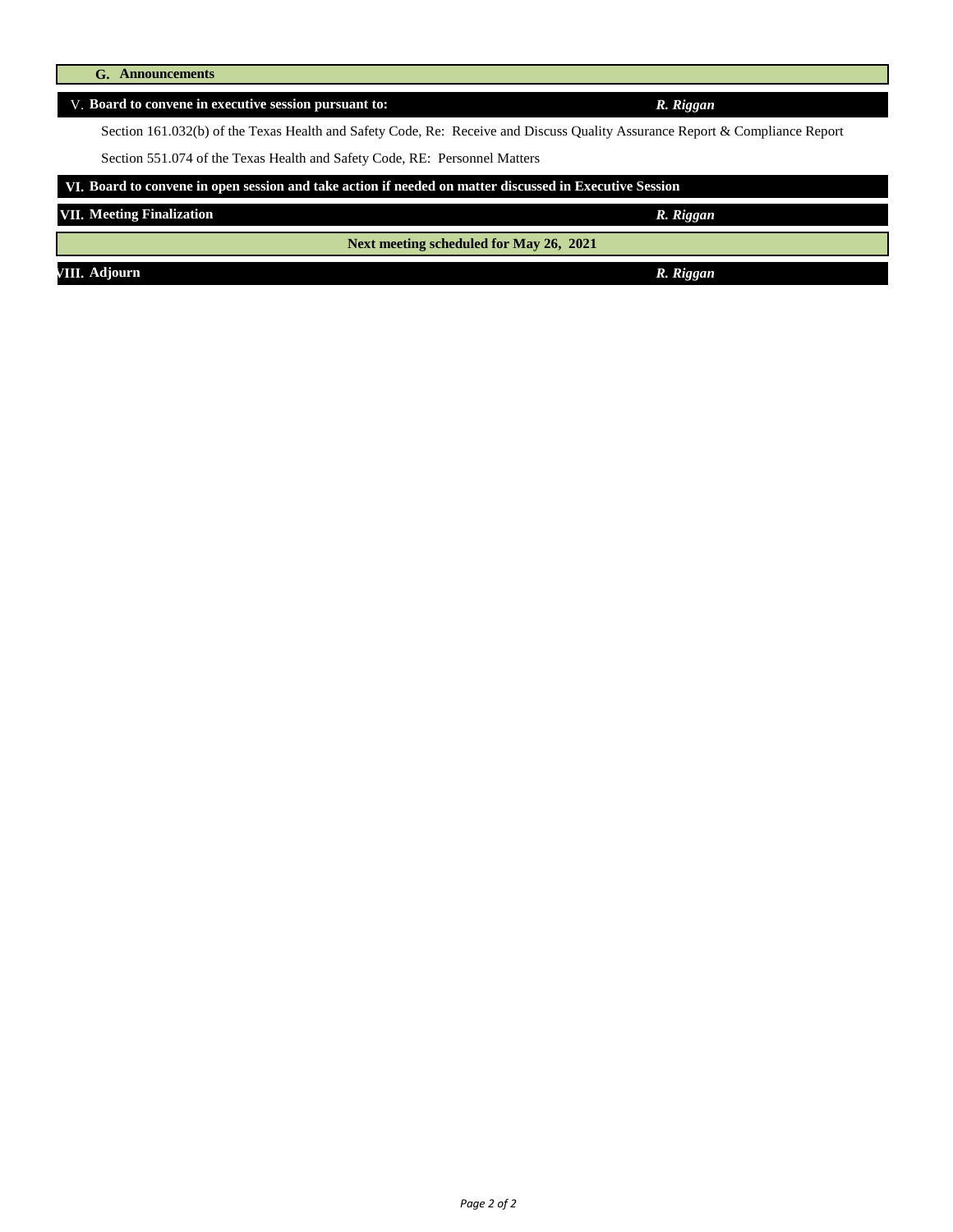**G. Announcements**

**V. Board to convene in executive session pursuant to:** ***R. Riggan***

Section 161.032(b) of the Texas Health and Safety Code, Re: Receive and Discuss Quality Assurance Report & Compliance Report

Section 551.074 of the Texas Health and Safety Code, RE: Personnel Matters

**VI. Board to convene in open session and take action if needed on matter discussed in Executive Session**

**VII. Meeting Finalization** ***R. Riggan***

**Next meeting scheduled for May 26, 2021**

**VIII. Adjourn** ***R. Riggan***